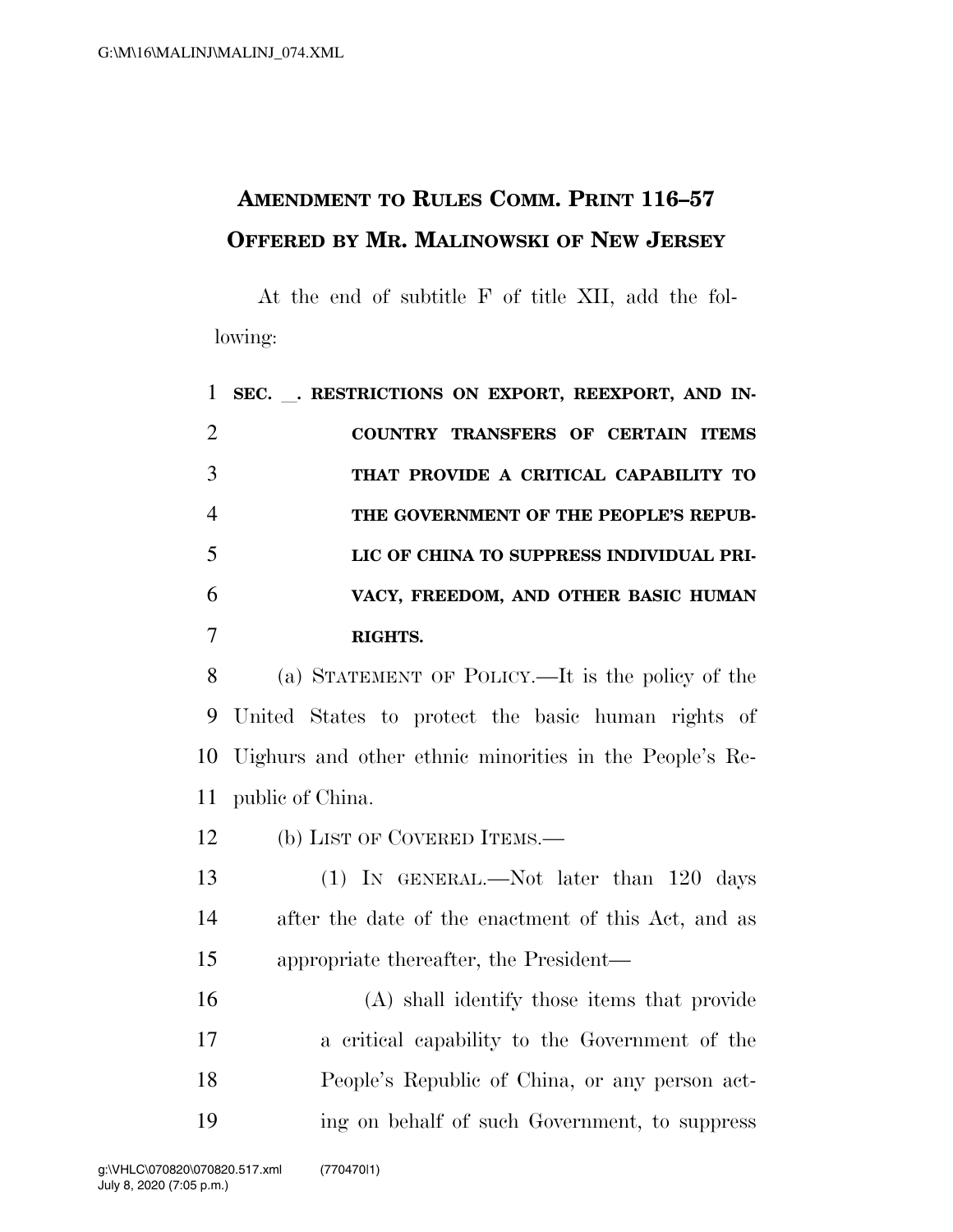**AMENDMENT TO RULES COMM. PRINT 116–57**
**OFFERED BY MR. MALINOWSKI OF NEW JERSEY**

At the end of subtitle F of title XII, add the following:

**SEC. \_\_. RESTRICTIONS ON EXPORT, REEXPORT, AND IN-COUNTRY TRANSFERS OF CERTAIN ITEMS THAT PROVIDE A CRITICAL CAPABILITY TO THE GOVERNMENT OF THE PEOPLE'S REPUBLIC OF CHINA TO SUPPRESS INDIVIDUAL PRIVACY, FREEDOM, AND OTHER BASIC HUMAN RIGHTS.**

(a) STATEMENT OF POLICY.—It is the policy of the United States to protect the basic human rights of Uighurs and other ethnic minorities in the People's Republic of China.

(b) LIST OF COVERED ITEMS.—

(1) IN GENERAL.—Not later than 120 days after the date of the enactment of this Act, and as appropriate thereafter, the President—

(A) shall identify those items that provide a critical capability to the Government of the People's Republic of China, or any person acting on behalf of such Government, to suppress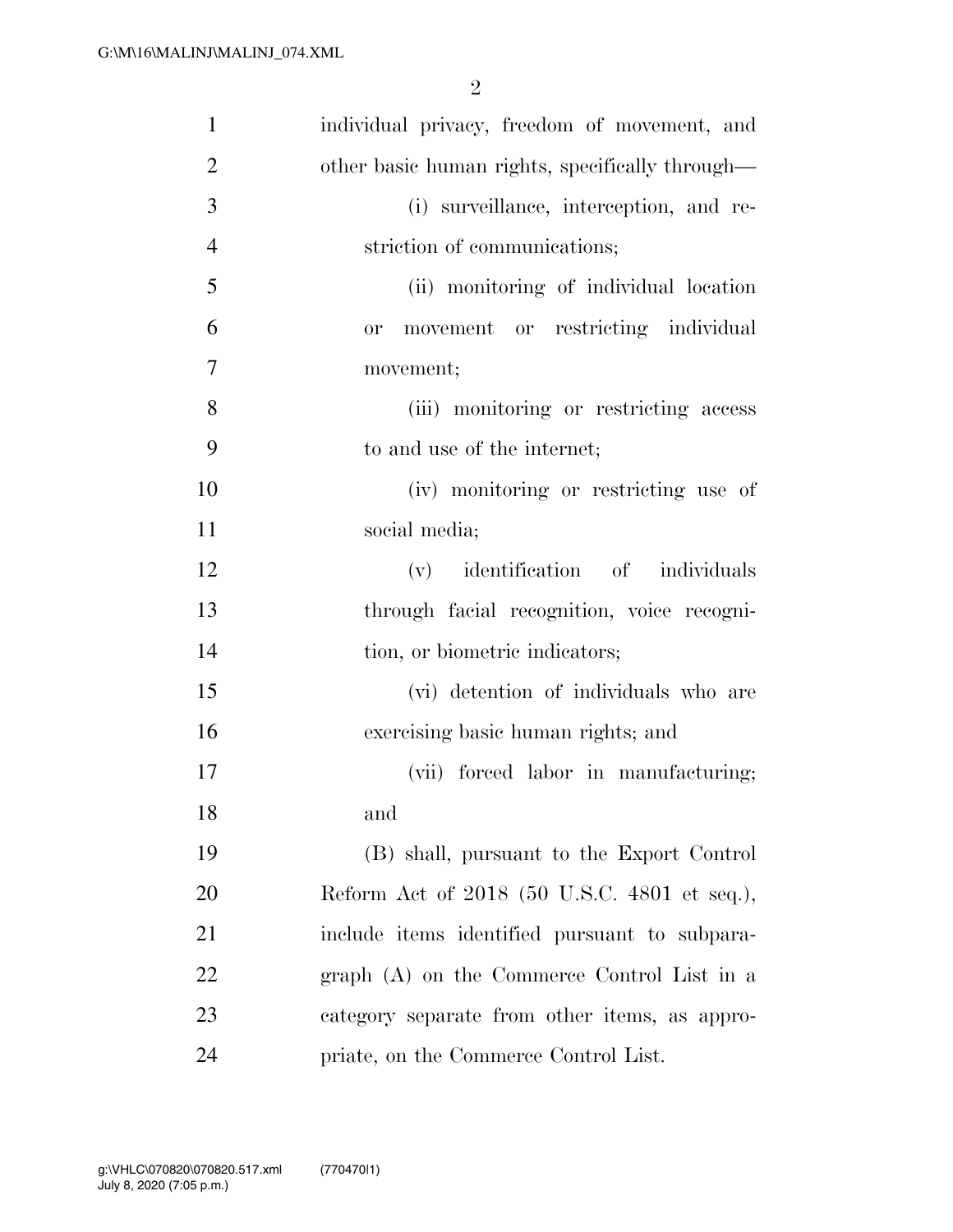individual privacy, freedom of movement, and other basic human rights, specifically through—

(i) surveillance, interception, and restriction of communications;

(ii) monitoring of individual location or movement or restricting individual movement;

(iii) monitoring or restricting access to and use of the internet;

(iv) monitoring or restricting use of social media;

(v) identification of individuals through facial recognition, voice recognition, or biometric indicators;

(vi) detention of individuals who are exercising basic human rights; and

(vii) forced labor in manufacturing; and

(B) shall, pursuant to the Export Control Reform Act of 2018 (50 U.S.C. 4801 et seq.), include items identified pursuant to subparagraph (A) on the Commerce Control List in a category separate from other items, as appropriate, on the Commerce Control List.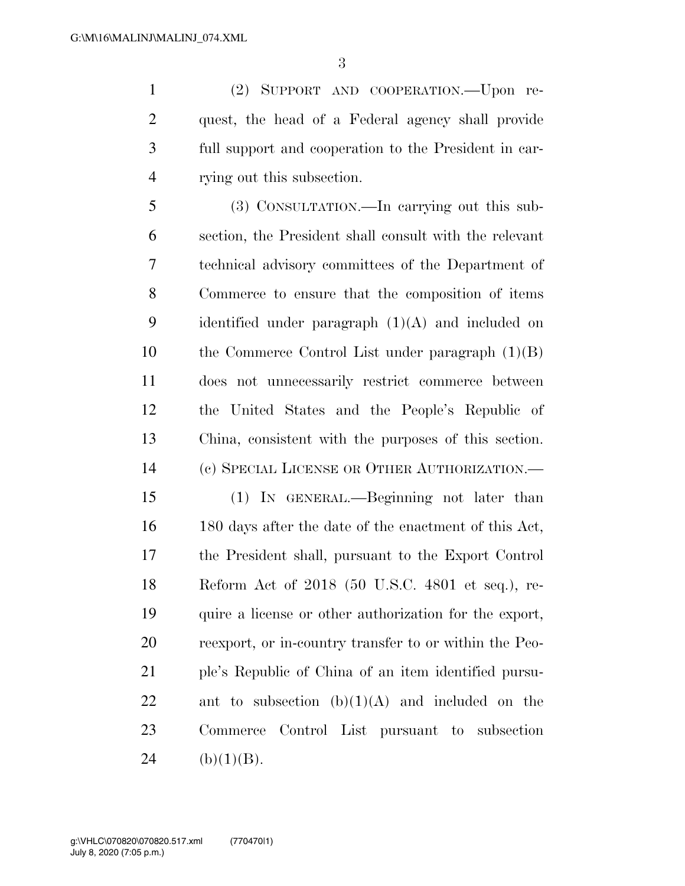(2) SUPPORT AND COOPERATION.—Upon request, the head of a Federal agency shall provide full support and cooperation to the President in carrying out this subsection.

(3) CONSULTATION.—In carrying out this subsection, the President shall consult with the relevant technical advisory committees of the Department of Commerce to ensure that the composition of items identified under paragraph (1)(A) and included on the Commerce Control List under paragraph (1)(B) does not unnecessarily restrict commerce between the United States and the People's Republic of China, consistent with the purposes of this section.

(c) SPECIAL LICENSE OR OTHER AUTHORIZATION.—

(1) IN GENERAL.—Beginning not later than 180 days after the date of the enactment of this Act, the President shall, pursuant to the Export Control Reform Act of 2018 (50 U.S.C. 4801 et seq.), require a license or other authorization for the export, reexport, or in-country transfer to or within the People's Republic of China of an item identified pursuant to subsection (b)(1)(A) and included on the Commerce Control List pursuant to subsection (b)(1)(B).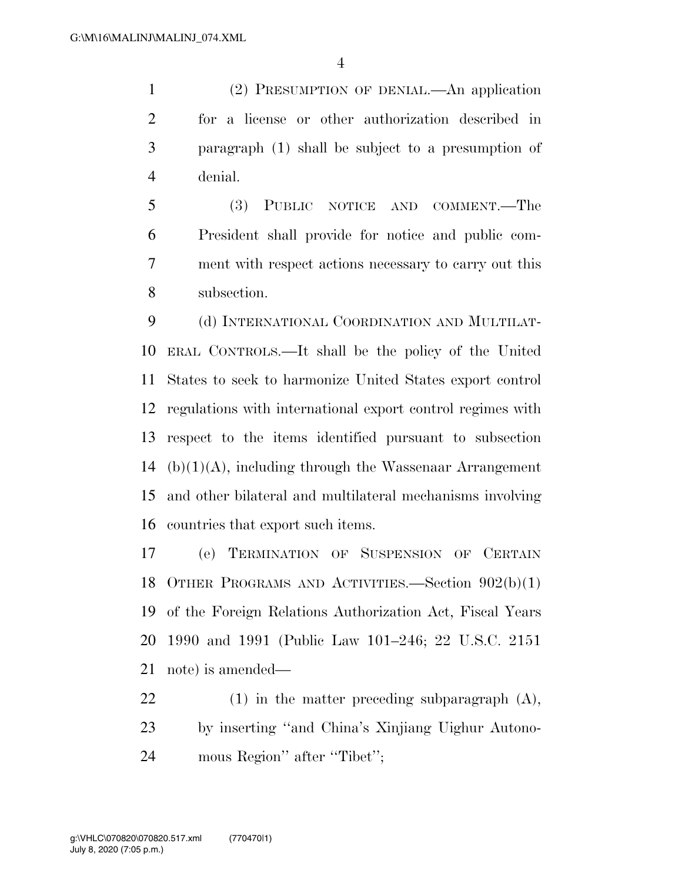(2) PRESUMPTION OF DENIAL.—An application for a license or other authorization described in paragraph (1) shall be subject to a presumption of denial.

(3) PUBLIC NOTICE AND COMMENT.—The President shall provide for notice and public comment with respect actions necessary to carry out this subsection.

(d) INTERNATIONAL COORDINATION AND MULTILATERAL CONTROLS.—It shall be the policy of the United States to seek to harmonize United States export control regulations with international export control regimes with respect to the items identified pursuant to subsection (b)(1)(A), including through the Wassenaar Arrangement and other bilateral and multilateral mechanisms involving countries that export such items.

(e) TERMINATION OF SUSPENSION OF CERTAIN OTHER PROGRAMS AND ACTIVITIES.—Section 902(b)(1) of the Foreign Relations Authorization Act, Fiscal Years 1990 and 1991 (Public Law 101–246; 22 U.S.C. 2151 note) is amended—

(1) in the matter preceding subparagraph (A), by inserting ''and China's Xinjiang Uighur Autonomous Region'' after ''Tibet'';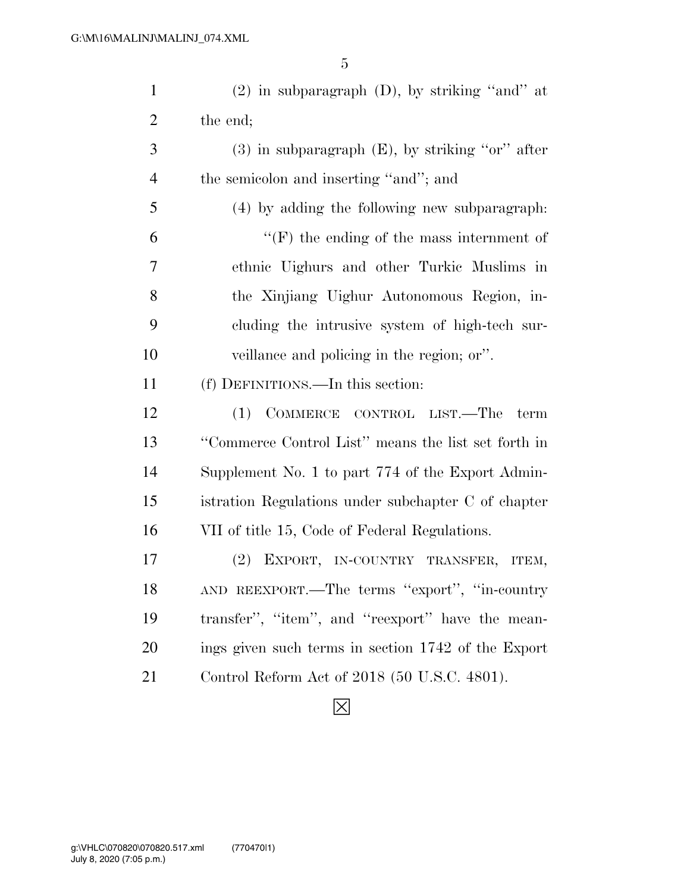(2) in subparagraph (D), by striking "and" at the end;

(3) in subparagraph (E), by striking "or" after the semicolon and inserting "and"; and

(4) by adding the following new subparagraph:

"(F) the ending of the mass internment of ethnic Uighurs and other Turkic Muslims in the Xinjiang Uighur Autonomous Region, including the intrusive system of high-tech surveillance and policing in the region; or".

(f) DEFINITIONS.—In this section:

(1) COMMERCE CONTROL LIST.—The term "Commerce Control List" means the list set forth in Supplement No. 1 to part 774 of the Export Administration Regulations under subchapter C of chapter VII of title 15, Code of Federal Regulations.

(2) EXPORT, IN-COUNTRY TRANSFER, ITEM, AND REEXPORT.—The terms "export", "in-country transfer", "item", and "reexport" have the meanings given such terms in section 1742 of the Export Control Reform Act of 2018 (50 U.S.C. 4801).